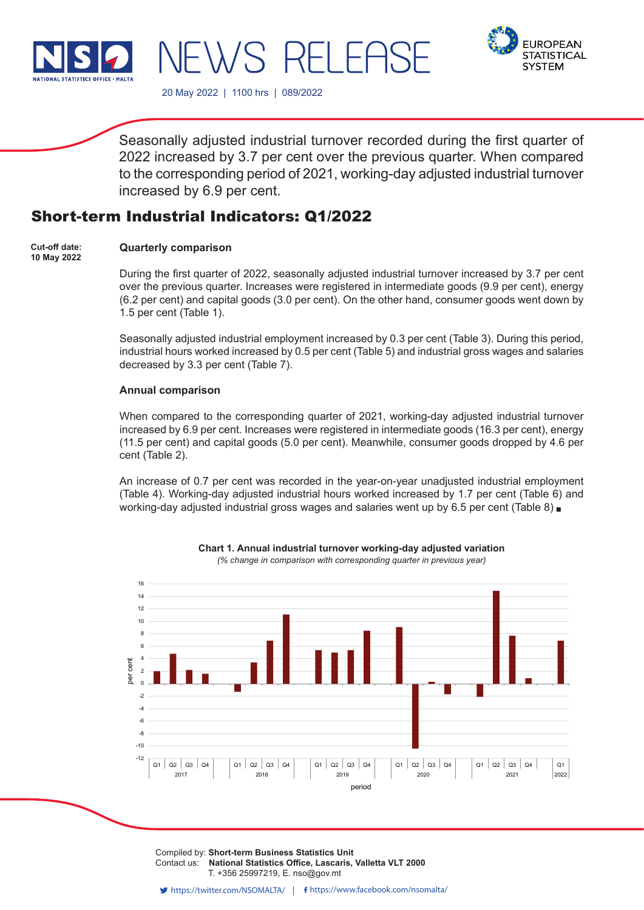# NEWS RELEASE

20 May 2022 | 1100 hrs | 089/2022

Seasonally adjusted industrial turnover recorded during the first quarter of 2022 increased by 3.7 per cent over the previous quarter. When compared to the corresponding period of 2021, working-day adjusted industrial turnover increased by 6.9 per cent.

## Short-term Industrial Indicators: Q1/2022

**Cut-off date:**
**10 May 2022**

### Quarterly comparison

During the first quarter of 2022, seasonally adjusted industrial turnover increased by 3.7 per cent over the previous quarter. Increases were registered in intermediate goods (9.9 per cent), energy (6.2 per cent) and capital goods (3.0 per cent). On the other hand, consumer goods went down by 1.5 per cent (Table 1).

Seasonally adjusted industrial employment increased by 0.3 per cent (Table 3). During this period, industrial hours worked increased by 0.5 per cent (Table 5) and industrial gross wages and salaries decreased by 3.3 per cent (Table 7).

### Annual comparison

When compared to the corresponding quarter of 2021, working-day adjusted industrial turnover increased by 6.9 per cent. Increases were registered in intermediate goods (16.3 per cent), energy (11.5 per cent) and capital goods (5.0 per cent). Meanwhile, consumer goods dropped by 4.6 per cent (Table 2).

An increase of 0.7 per cent was recorded in the year-on-year unadjusted industrial employment (Table 4). Working-day adjusted industrial hours worked increased by 1.7 per cent (Table 6) and working-day adjusted industrial gross wages and salaries went up by 6.5 per cent (Table 8) ▪

**Chart 1. Annual industrial turnover working-day adjusted variation**
*(% change in comparison with corresponding quarter in previous year)*

Compiled by: **Short-term Business Statistics Unit**
Contact us: **National Statistics Office, Lascaris, Valletta VLT 2000**
T. +356 25997219, E. nso@gov.mt

https://twitter.com/NSOMALTA/ | https://www.facebook.com/nsomalta/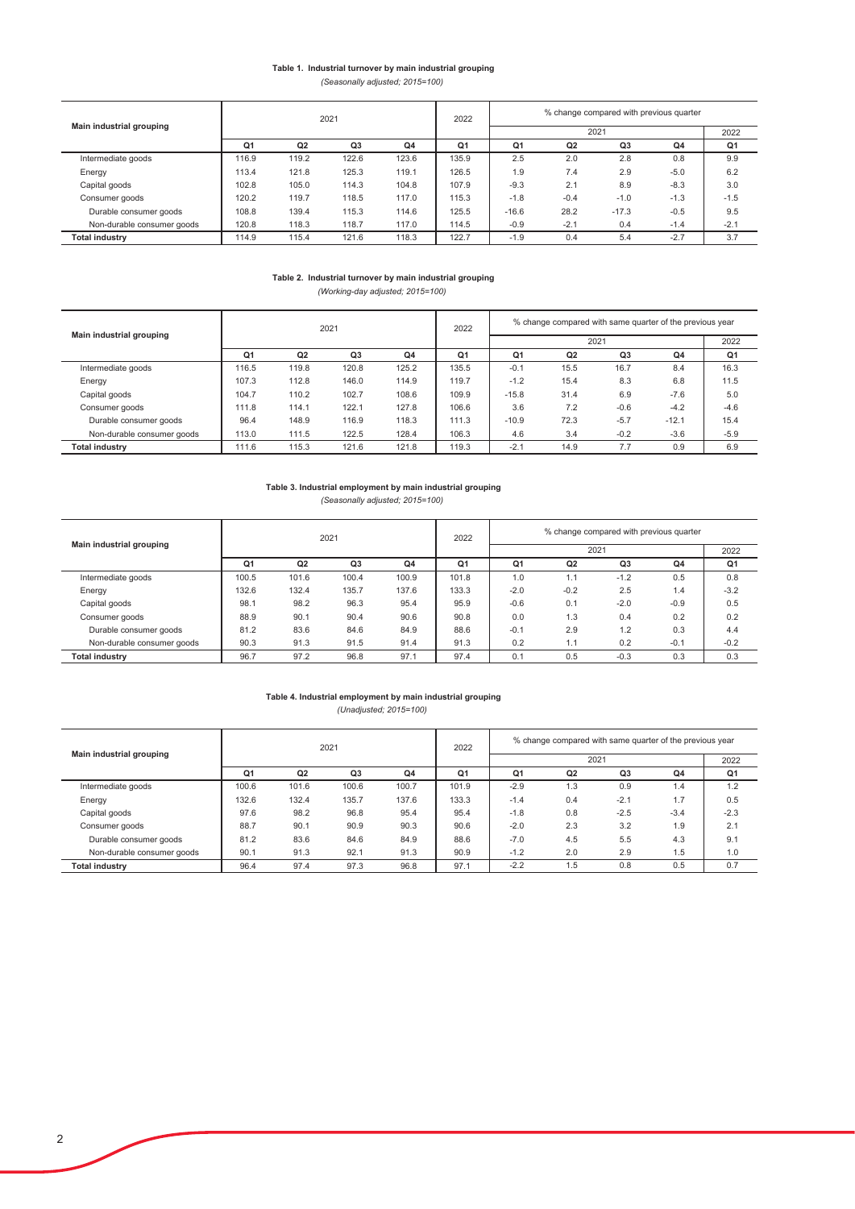**Table 1. Industrial turnover by main industrial grouping**

*(Seasonally adjusted; 2015=100)*

| Main industrial grouping | 2021 | | | | 2022 | % change compared with previous quarter | | | | |
|---|---|---|---|---|---|---|---|---|---|---|
| | | | | | | 2021 | | | | 2022 |
| | Q1 | Q2 | Q3 | Q4 | Q1 | Q1 | Q2 | Q3 | Q4 | Q1 |
| Intermediate goods | 116.9 | 119.2 | 122.6 | 123.6 | 135.9 | 2.5 | 2.0 | 2.8 | 0.8 | 9.9 |
| Energy | 113.4 | 121.8 | 125.3 | 119.1 | 126.5 | 1.9 | 7.4 | 2.9 | -5.0 | 6.2 |
| Capital goods | 102.8 | 105.0 | 114.3 | 104.8 | 107.9 | -9.3 | 2.1 | 8.9 | -8.3 | 3.0 |
| Consumer goods | 120.2 | 119.7 | 118.5 | 117.0 | 115.3 | -1.8 | -0.4 | -1.0 | -1.3 | -1.5 |
| Durable consumer goods | 108.8 | 139.4 | 115.3 | 114.6 | 125.5 | -16.6 | 28.2 | -17.3 | -0.5 | 9.5 |
| Non-durable consumer goods | 120.8 | 118.3 | 118.7 | 117.0 | 114.5 | -0.9 | -2.1 | 0.4 | -1.4 | -2.1 |
| **Total industry** | 114.9 | 115.4 | 121.6 | 118.3 | 122.7 | -1.9 | 0.4 | 5.4 | -2.7 | 3.7 |

**Table 2. Industrial turnover by main industrial grouping**

*(Working-day adjusted; 2015=100)*

| Main industrial grouping | 2021 | | | | 2022 | % change compared with same quarter of the previous year | | | | |
|---|---|---|---|---|---|---|---|---|---|---|
| | | | | | | 2021 | | | | 2022 |
| | Q1 | Q2 | Q3 | Q4 | Q1 | Q1 | Q2 | Q3 | Q4 | Q1 |
| Intermediate goods | 116.5 | 119.8 | 120.8 | 125.2 | 135.5 | -0.1 | 15.5 | 16.7 | 8.4 | 16.3 |
| Energy | 107.3 | 112.8 | 146.0 | 114.9 | 119.7 | -1.2 | 15.4 | 8.3 | 6.8 | 11.5 |
| Capital goods | 104.7 | 110.2 | 102.7 | 108.6 | 109.9 | -15.8 | 31.4 | 6.9 | -7.6 | 5.0 |
| Consumer goods | 111.8 | 114.1 | 122.1 | 127.8 | 106.6 | 3.6 | 7.2 | -0.6 | -4.2 | -4.6 |
| Durable consumer goods | 96.4 | 148.9 | 116.9 | 118.3 | 111.3 | -10.9 | 72.3 | -5.7 | -12.1 | 15.4 |
| Non-durable consumer goods | 113.0 | 111.5 | 122.5 | 128.4 | 106.3 | 4.6 | 3.4 | -0.2 | -3.6 | -5.9 |
| **Total industry** | 111.6 | 115.3 | 121.6 | 121.8 | 119.3 | -2.1 | 14.9 | 7.7 | 0.9 | 6.9 |

**Table 3. Industrial employment by main industrial grouping**

*(Seasonally adjusted; 2015=100)*

| Main industrial grouping | 2021 | | | | 2022 | % change compared with previous quarter | | | | |
|---|---|---|---|---|---|---|---|---|---|---|
| | | | | | | 2021 | | | | 2022 |
| | Q1 | Q2 | Q3 | Q4 | Q1 | Q1 | Q2 | Q3 | Q4 | Q1 |
| Intermediate goods | 100.5 | 101.6 | 100.4 | 100.9 | 101.8 | 1.0 | 1.1 | -1.2 | 0.5 | 0.8 |
| Energy | 132.6 | 132.4 | 135.7 | 137.6 | 133.3 | -2.0 | -0.2 | 2.5 | 1.4 | -3.2 |
| Capital goods | 98.1 | 98.2 | 96.3 | 95.4 | 95.9 | -0.6 | 0.1 | -2.0 | -0.9 | 0.5 |
| Consumer goods | 88.9 | 90.1 | 90.4 | 90.6 | 90.8 | 0.0 | 1.3 | 0.4 | 0.2 | 0.2 |
| Durable consumer goods | 81.2 | 83.6 | 84.6 | 84.9 | 88.6 | -0.1 | 2.9 | 1.2 | 0.3 | 4.4 |
| Non-durable consumer goods | 90.3 | 91.3 | 91.5 | 91.4 | 91.3 | 0.2 | 1.1 | 0.2 | -0.1 | -0.2 |
| **Total industry** | 96.7 | 97.2 | 96.8 | 97.1 | 97.4 | 0.1 | 0.5 | -0.3 | 0.3 | 0.3 |

**Table 4. Industrial employment by main industrial grouping**

*(Unadjusted; 2015=100)*

| Main industrial grouping | 2021 | | | | 2022 | % change compared with same quarter of the previous year | | | | |
|---|---|---|---|---|---|---|---|---|---|---|
| | | | | | | 2021 | | | | 2022 |
| | Q1 | Q2 | Q3 | Q4 | Q1 | Q1 | Q2 | Q3 | Q4 | Q1 |
| Intermediate goods | 100.6 | 101.6 | 100.6 | 100.7 | 101.9 | -2.9 | 1.3 | 0.9 | 1.4 | 1.2 |
| Energy | 132.6 | 132.4 | 135.7 | 137.6 | 133.3 | -1.4 | 0.4 | -2.1 | 1.7 | 0.5 |
| Capital goods | 97.6 | 98.2 | 96.8 | 95.4 | 95.4 | -1.8 | 0.8 | -2.5 | -3.4 | -2.3 |
| Consumer goods | 88.7 | 90.1 | 90.9 | 90.3 | 90.6 | -2.0 | 2.3 | 3.2 | 1.9 | 2.1 |
| Durable consumer goods | 81.2 | 83.6 | 84.6 | 84.9 | 88.6 | -7.0 | 4.5 | 5.5 | 4.3 | 9.1 |
| Non-durable consumer goods | 90.1 | 91.3 | 92.1 | 91.3 | 90.9 | -1.2 | 2.0 | 2.9 | 1.5 | 1.0 |
| **Total industry** | 96.4 | 97.4 | 97.3 | 96.8 | 97.1 | -2.2 | 1.5 | 0.8 | 0.5 | 0.7 |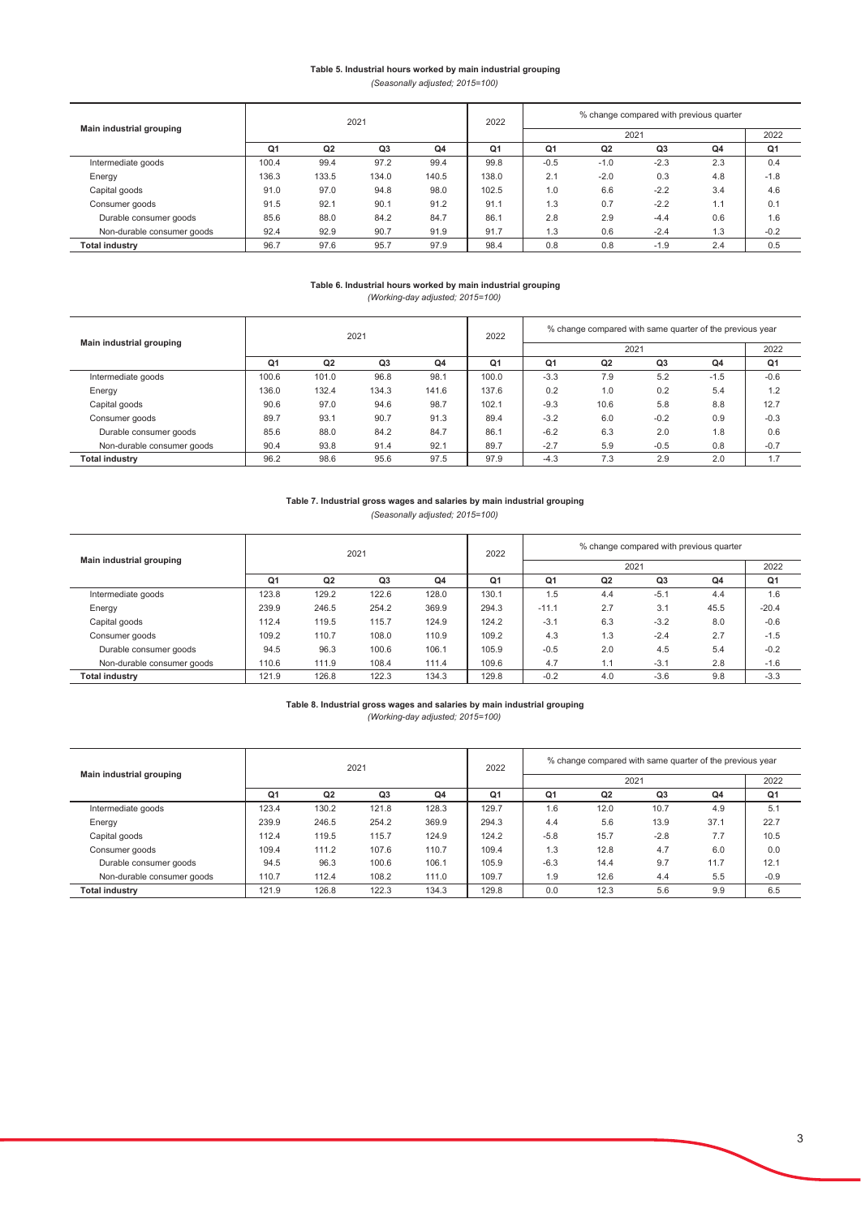**Table 5. Industrial hours worked by main industrial grouping**

*(Seasonally adjusted; 2015=100)*

| Main industrial grouping | 2021 | | | | 2022 | % change compared with previous quarter | | | | |
|---|---|---|---|---|---|---|---|---|---|---|
| | | | | | | 2021 | | | | 2022 |
| | Q1 | Q2 | Q3 | Q4 | Q1 | Q1 | Q2 | Q3 | Q4 | Q1 |
| Intermediate goods | 100.4 | 99.4 | 97.2 | 99.4 | 99.8 | -0.5 | -1.0 | -2.3 | 2.3 | 0.4 |
| Energy | 136.3 | 133.5 | 134.0 | 140.5 | 138.0 | 2.1 | -2.0 | 0.3 | 4.8 | -1.8 |
| Capital goods | 91.0 | 97.0 | 94.8 | 98.0 | 102.5 | 1.0 | 6.6 | -2.2 | 3.4 | 4.6 |
| Consumer goods | 91.5 | 92.1 | 90.1 | 91.2 | 91.1 | 1.3 | 0.7 | -2.2 | 1.1 | 0.1 |
| Durable consumer goods | 85.6 | 88.0 | 84.2 | 84.7 | 86.1 | 2.8 | 2.9 | -4.4 | 0.6 | 1.6 |
| Non-durable consumer goods | 92.4 | 92.9 | 90.7 | 91.9 | 91.7 | 1.3 | 0.6 | -2.4 | 1.3 | -0.2 |
| **Total industry** | 96.7 | 97.6 | 95.7 | 97.9 | 98.4 | 0.8 | 0.8 | -1.9 | 2.4 | 0.5 |

**Table 6. Industrial hours worked by main industrial grouping**

*(Working-day adjusted; 2015=100)*

| Main industrial grouping | 2021 | | | | 2022 | % change compared with same quarter of the previous year | | | | |
|---|---|---|---|---|---|---|---|---|---|---|
| | | | | | | 2021 | | | | 2022 |
| | Q1 | Q2 | Q3 | Q4 | Q1 | Q1 | Q2 | Q3 | Q4 | Q1 |
| Intermediate goods | 100.6 | 101.0 | 96.8 | 98.1 | 100.0 | -3.3 | 7.9 | 5.2 | -1.5 | -0.6 |
| Energy | 136.0 | 132.4 | 134.3 | 141.6 | 137.6 | 0.2 | 1.0 | 0.2 | 5.4 | 1.2 |
| Capital goods | 90.6 | 97.0 | 94.6 | 98.7 | 102.1 | -9.3 | 10.6 | 5.8 | 8.8 | 12.7 |
| Consumer goods | 89.7 | 93.1 | 90.7 | 91.3 | 89.4 | -3.2 | 6.0 | -0.2 | 0.9 | -0.3 |
| Durable consumer goods | 85.6 | 88.0 | 84.2 | 84.7 | 86.1 | -6.2 | 6.3 | 2.0 | 1.8 | 0.6 |
| Non-durable consumer goods | 90.4 | 93.8 | 91.4 | 92.1 | 89.7 | -2.7 | 5.9 | -0.5 | 0.8 | -0.7 |
| **Total industry** | 96.2 | 98.6 | 95.6 | 97.5 | 97.9 | -4.3 | 7.3 | 2.9 | 2.0 | 1.7 |

**Table 7. Industrial gross wages and salaries by main industrial grouping**

*(Seasonally adjusted; 2015=100)*

| Main industrial grouping | 2021 | | | | 2022 | % change compared with previous quarter | | | | |
|---|---|---|---|---|---|---|---|---|---|---|
| | | | | | | 2021 | | | | 2022 |
| | Q1 | Q2 | Q3 | Q4 | Q1 | Q1 | Q2 | Q3 | Q4 | Q1 |
| Intermediate goods | 123.8 | 129.2 | 122.6 | 128.0 | 130.1 | 1.5 | 4.4 | -5.1 | 4.4 | 1.6 |
| Energy | 239.9 | 246.5 | 254.2 | 369.9 | 294.3 | -11.1 | 2.7 | 3.1 | 45.5 | -20.4 |
| Capital goods | 112.4 | 119.5 | 115.7 | 124.9 | 124.2 | -3.1 | 6.3 | -3.2 | 8.0 | -0.6 |
| Consumer goods | 109.2 | 110.7 | 108.0 | 110.9 | 109.2 | 4.3 | 1.3 | -2.4 | 2.7 | -1.5 |
| Durable consumer goods | 94.5 | 96.3 | 100.6 | 106.1 | 105.9 | -0.5 | 2.0 | 4.5 | 5.4 | -0.2 |
| Non-durable consumer goods | 110.6 | 111.9 | 108.4 | 111.4 | 109.6 | 4.7 | 1.1 | -3.1 | 2.8 | -1.6 |
| **Total industry** | 121.9 | 126.8 | 122.3 | 134.3 | 129.8 | -0.2 | 4.0 | -3.6 | 9.8 | -3.3 |

**Table 8. Industrial gross wages and salaries by main industrial grouping**

*(Working-day adjusted; 2015=100)*

| Main industrial grouping | 2021 | | | | 2022 | % change compared with same quarter of the previous year | | | | |
|---|---|---|---|---|---|---|---|---|---|---|
| | | | | | | 2021 | | | | 2022 |
| | Q1 | Q2 | Q3 | Q4 | Q1 | Q1 | Q2 | Q3 | Q4 | Q1 |
| Intermediate goods | 123.4 | 130.2 | 121.8 | 128.3 | 129.7 | 1.6 | 12.0 | 10.7 | 4.9 | 5.1 |
| Energy | 239.9 | 246.5 | 254.2 | 369.9 | 294.3 | 4.4 | 5.6 | 13.9 | 37.1 | 22.7 |
| Capital goods | 112.4 | 119.5 | 115.7 | 124.9 | 124.2 | -5.8 | 15.7 | -2.8 | 7.7 | 10.5 |
| Consumer goods | 109.4 | 111.2 | 107.6 | 110.7 | 109.4 | 1.3 | 12.8 | 4.7 | 6.0 | 0.0 |
| Durable consumer goods | 94.5 | 96.3 | 100.6 | 106.1 | 105.9 | -6.3 | 14.4 | 9.7 | 11.7 | 12.1 |
| Non-durable consumer goods | 110.7 | 112.4 | 108.2 | 111.0 | 109.7 | 1.9 | 12.6 | 4.4 | 5.5 | -0.9 |
| **Total industry** | 121.9 | 126.8 | 122.3 | 134.3 | 129.8 | 0.0 | 12.3 | 5.6 | 9.9 | 6.5 |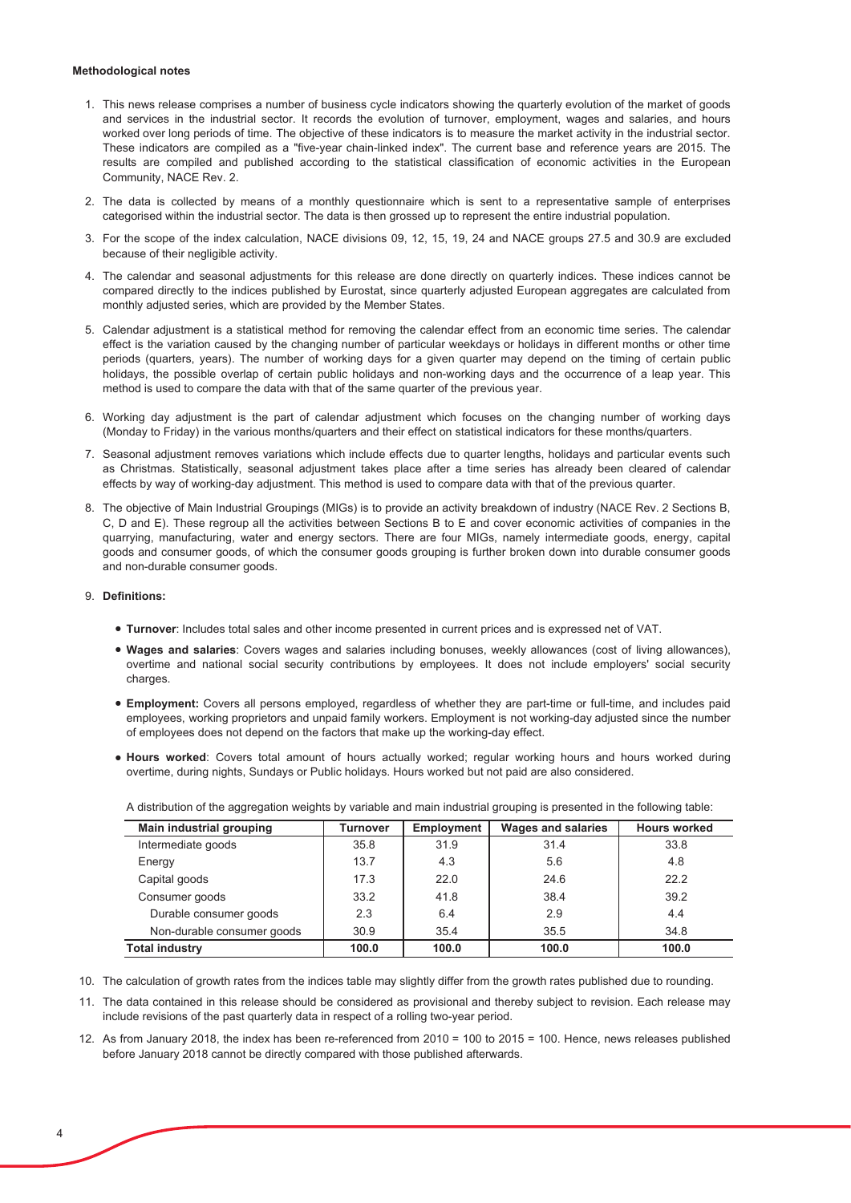**Methodological notes**

1. This news release comprises a number of business cycle indicators showing the quarterly evolution of the market of goods and services in the industrial sector. It records the evolution of turnover, employment, wages and salaries, and hours worked over long periods of time. The objective of these indicators is to measure the market activity in the industrial sector. These indicators are compiled as a "five-year chain-linked index". The current base and reference years are 2015. The results are compiled and published according to the statistical classification of economic activities in the European Community, NACE Rev. 2.

2. The data is collected by means of a monthly questionnaire which is sent to a representative sample of enterprises categorised within the industrial sector. The data is then grossed up to represent the entire industrial population.

3. For the scope of the index calculation, NACE divisions 09, 12, 15, 19, 24 and NACE groups 27.5 and 30.9 are excluded because of their negligible activity.

4. The calendar and seasonal adjustments for this release are done directly on quarterly indices. These indices cannot be compared directly to the indices published by Eurostat, since quarterly adjusted European aggregates are calculated from monthly adjusted series, which are provided by the Member States.

5. Calendar adjustment is a statistical method for removing the calendar effect from an economic time series. The calendar effect is the variation caused by the changing number of particular weekdays or holidays in different months or other time periods (quarters, years). The number of working days for a given quarter may depend on the timing of certain public holidays, the possible overlap of certain public holidays and non-working days and the occurrence of a leap year. This method is used to compare the data with that of the same quarter of the previous year.

6. Working day adjustment is the part of calendar adjustment which focuses on the changing number of working days (Monday to Friday) in the various months/quarters and their effect on statistical indicators for these months/quarters.

7. Seasonal adjustment removes variations which include effects due to quarter lengths, holidays and particular events such as Christmas. Statistically, seasonal adjustment takes place after a time series has already been cleared of calendar effects by way of working-day adjustment. This method is used to compare data with that of the previous quarter.

8. The objective of Main Industrial Groupings (MIGs) is to provide an activity breakdown of industry (NACE Rev. 2 Sections B, C, D and E). These regroup all the activities between Sections B to E and cover economic activities of companies in the quarrying, manufacturing, water and energy sectors. There are four MIGs, namely intermediate goods, energy, capital goods and consumer goods, of which the consumer goods grouping is further broken down into durable consumer goods and non-durable consumer goods.

9. **Definitions:**

   - **Turnover**: Includes total sales and other income presented in current prices and is expressed net of VAT.
   - **Wages and salaries**: Covers wages and salaries including bonuses, weekly allowances (cost of living allowances), overtime and national social security contributions by employees. It does not include employers' social security charges.
   - **Employment:** Covers all persons employed, regardless of whether they are part-time or full-time, and includes paid employees, working proprietors and unpaid family workers. Employment is not working-day adjusted since the number of employees does not depend on the factors that make up the working-day effect.
   - **Hours worked**: Covers total amount of hours actually worked; regular working hours and hours worked during overtime, during nights, Sundays or Public holidays. Hours worked but not paid are also considered.

   A distribution of the aggregation weights by variable and main industrial grouping is presented in the following table:

| Main industrial grouping | Turnover | Employment | Wages and salaries | Hours worked |
|---|---|---|---|---|
| Intermediate goods | 35.8 | 31.9 | 31.4 | 33.8 |
| Energy | 13.7 | 4.3 | 5.6 | 4.8 |
| Capital goods | 17.3 | 22.0 | 24.6 | 22.2 |
| Consumer goods | 33.2 | 41.8 | 38.4 | 39.2 |
| Durable consumer goods | 2.3 | 6.4 | 2.9 | 4.4 |
| Non-durable consumer goods | 30.9 | 35.4 | 35.5 | 34.8 |
| **Total industry** | **100.0** | **100.0** | **100.0** | **100.0** |

10. The calculation of growth rates from the indices table may slightly differ from the growth rates published due to rounding.

11. The data contained in this release should be considered as provisional and thereby subject to revision. Each release may include revisions of the past quarterly data in respect of a rolling two-year period.

12. As from January 2018, the index has been re-referenced from 2010 = 100 to 2015 = 100. Hence, news releases published before January 2018 cannot be directly compared with those published afterwards.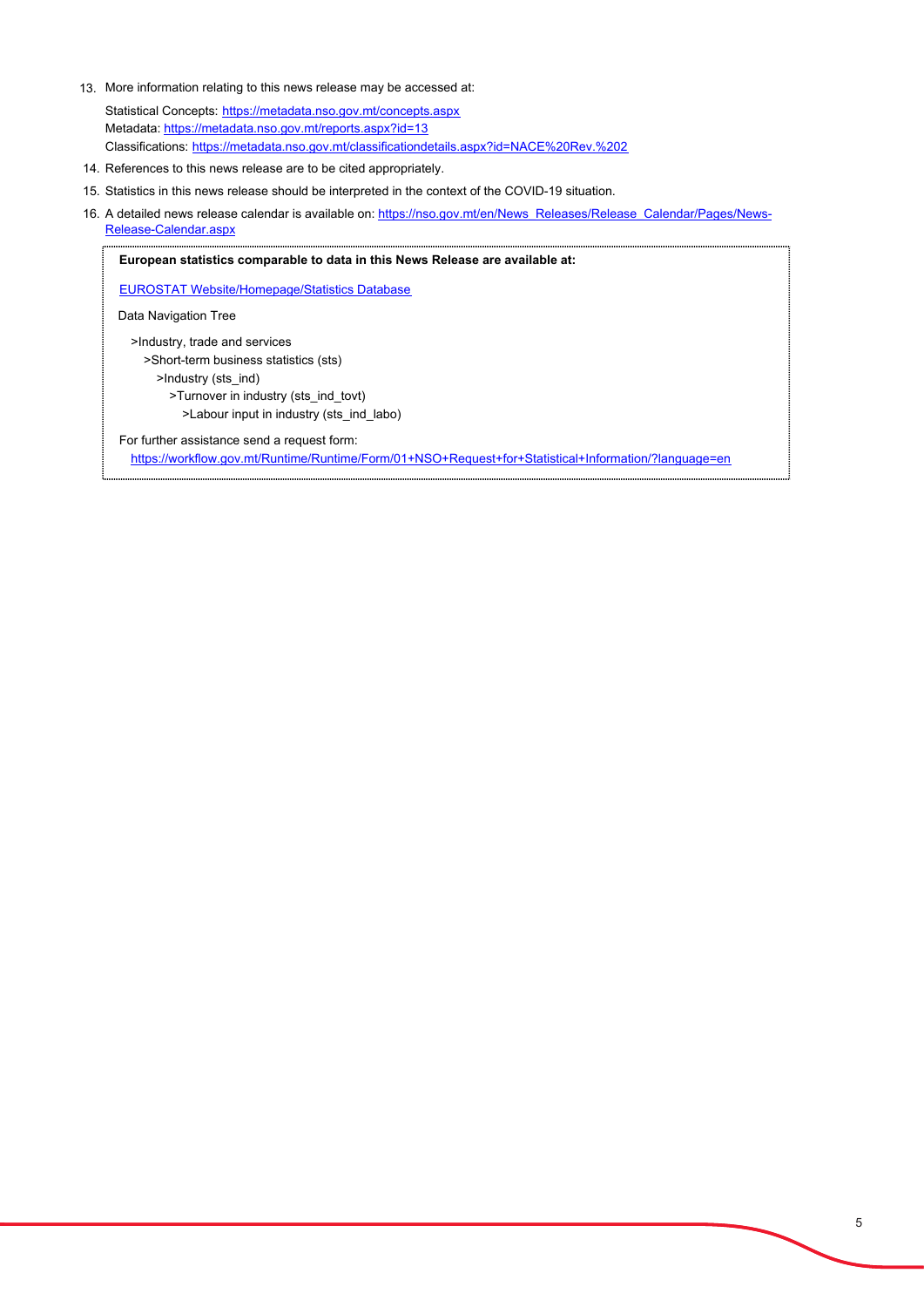13. More information relating to this news release may be accessed at:

    Statistical Concepts: https://metadata.nso.gov.mt/concepts.aspx
    Metadata: https://metadata.nso.gov.mt/reports.aspx?id=13
    Classifications: https://metadata.nso.gov.mt/classificationdetails.aspx?id=NACE%20Rev.%202

14. References to this news release are to be cited appropriately.
15. Statistics in this news release should be interpreted in the context of the COVID-19 situation.
16. A detailed news release calendar is available on: https://nso.gov.mt/en/News_Releases/Release_Calendar/Pages/News-Release-Calendar.aspx

**European statistics comparable to data in this News Release are available at:**

EUROSTAT Website/Homepage/Statistics Database

Data Navigation Tree

- >Industry, trade and services
  - >Short-term business statistics (sts)
    - >Industry (sts_ind)
      - >Turnover in industry (sts_ind_tovt)
        - >Labour input in industry (sts_ind_labo)

For further assistance send a request form:
https://workflow.gov.mt/Runtime/Runtime/Form/01+NSO+Request+for+Statistical+Information/?language=en